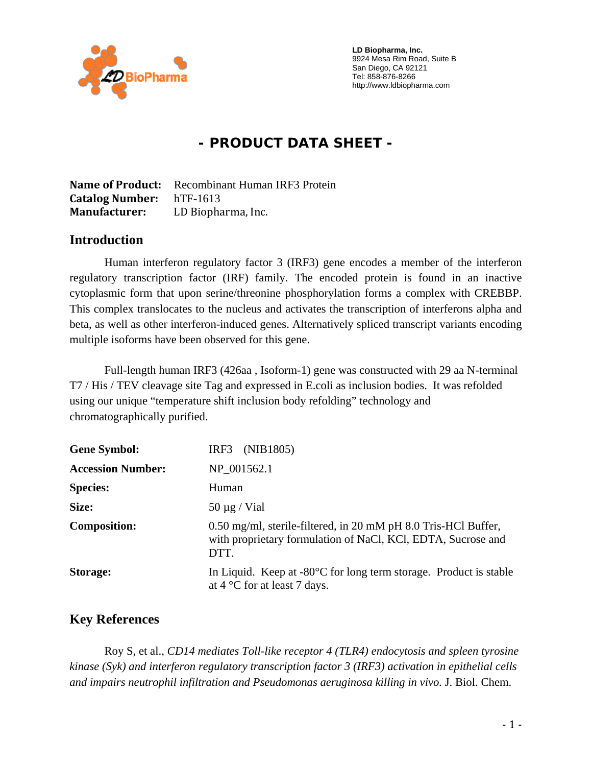LD Biopharma, Inc.
9924 Mesa Rim Road, Suite B
San Diego, CA 92121
Tel: 858-876-8266
http://www.ldbiopharma.com

# - PRODUCT DATA SHEET -

**Name of Product:** Recombinant Human IRF3 Protein
**Catalog Number:** hTF-1613
**Manufacturer:** LD Biopharma, Inc.

## Introduction

Human interferon regulatory factor 3 (IRF3) gene encodes a member of the interferon regulatory transcription factor (IRF) family. The encoded protein is found in an inactive cytoplasmic form that upon serine/threonine phosphorylation forms a complex with CREBBP. This complex translocates to the nucleus and activates the transcription of interferons alpha and beta, as well as other interferon-induced genes. Alternatively spliced transcript variants encoding multiple isoforms have been observed for this gene.

Full-length human IRF3 (426aa , Isoform-1) gene was constructed with 29 aa N-terminal T7 / His / TEV cleavage site Tag and expressed in E.coli as inclusion bodies. It was refolded using our unique "temperature shift inclusion body refolding" technology and chromatographically purified.

| | |
|---|---|
| **Gene Symbol:** | IRF3 (NIB1805) |
| **Accession Number:** | NP_001562.1 |
| **Species:** | Human |
| **Size:** | 50 µg / Vial |
| **Composition:** | 0.50 mg/ml, sterile-filtered, in 20 mM pH 8.0 Tris-HCl Buffer, with proprietary formulation of NaCl, KCl, EDTA, Sucrose and DTT. |
| **Storage:** | In Liquid. Keep at -80°C for long term storage. Product is stable at 4 °C for at least 7 days. |

## Key References

Roy S, et al., *CD14 mediates Toll-like receptor 4 (TLR4) endocytosis and spleen tyrosine kinase (Syk) and interferon regulatory transcription factor 3 (IRF3) activation in epithelial cells and impairs neutrophil infiltration and Pseudomonas aeruginosa killing in vivo.* J. Biol. Chem.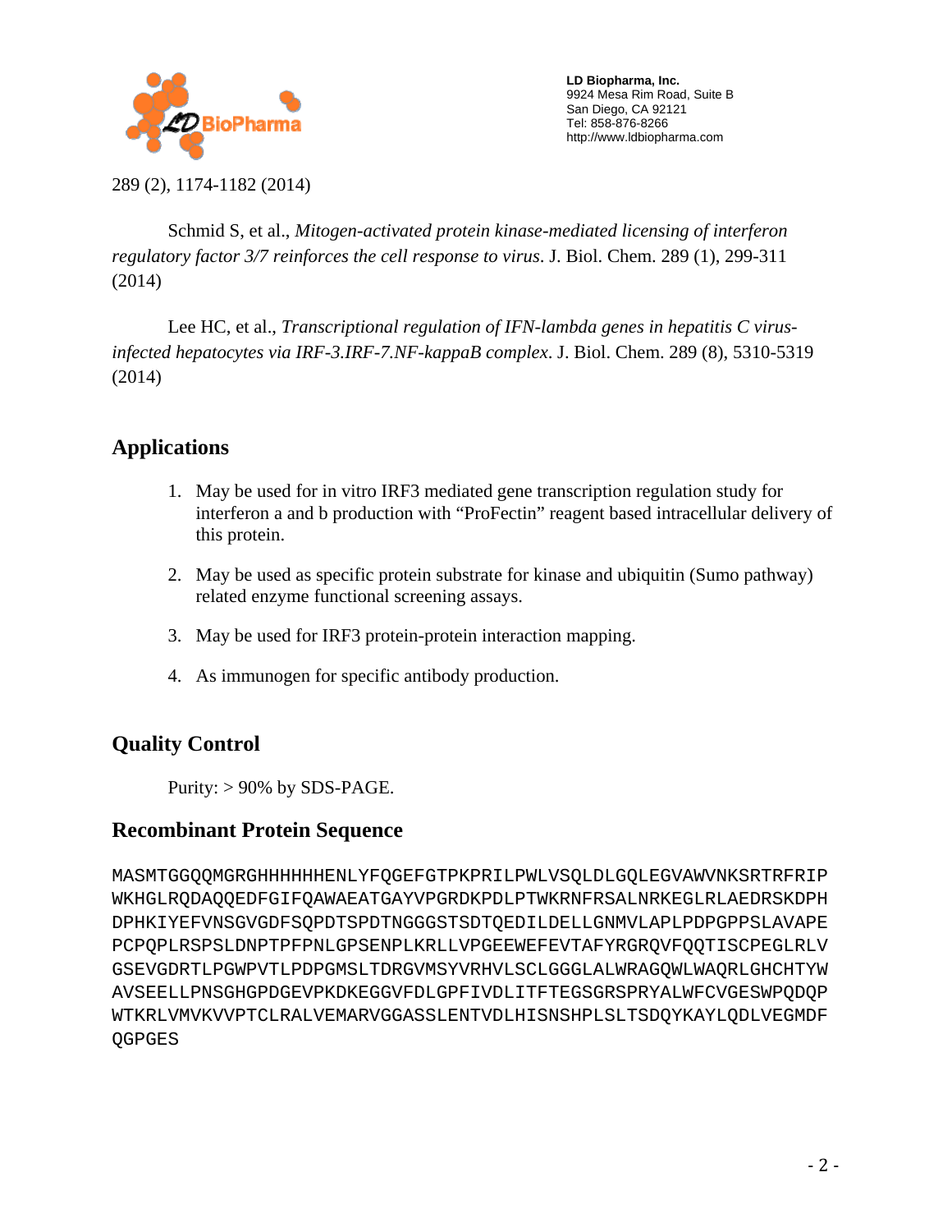289 (2), 1174-1182 (2014)

Schmid S, et al., *Mitogen-activated protein kinase-mediated licensing of interferon regulatory factor 3/7 reinforces the cell response to virus*. J. Biol. Chem. 289 (1), 299-311 (2014)

Lee HC, et al., *Transcriptional regulation of IFN-lambda genes in hepatitis C virus-infected hepatocytes via IRF-3.IRF-7.NF-kappaB complex*. J. Biol. Chem. 289 (8), 5310-5319 (2014)

## Applications

1. May be used for in vitro IRF3 mediated gene transcription regulation study for interferon a and b production with "ProFectin" reagent based intracellular delivery of this protein.
2. May be used as specific protein substrate for kinase and ubiquitin (Sumo pathway) related enzyme functional screening assays.
3. May be used for IRF3 protein-protein interaction mapping.
4. As immunogen for specific antibody production.

## Quality Control

Purity: > 90% by SDS-PAGE.

## Recombinant Protein Sequence

```
MASMTGGQQMGRGHHHHHHENLYFQGEFGTPKPRILPWLVSQLDLGQLEGVAWVNKSRTRFRIP
WKHGLRQDAQQEDFGIFQAWAEATGAYVPGRDKPDLPTWKRNFRSALNRKEGLRLAEDRSKDPH
DPHKIYEFVNSGVGDFSQPDTSPDTNGGGSTSDTQEDILDELLGNMVLAPLPDPGPPSLAVAPE
PCPQPLRSPSLDNPTPFPNLGPSENPLKRLLVPGEEWEFEVTAFYRGRQVFQQTISCPEGLRLV
GSEVGDRTLPGWPVTLPDPGMSLTDRGVMSYVRHVLSCLGGGLALWRAGQWLWAQRLGHCHTYW
AVSEELLPNSGHGPDGEVPKDKEGGVFDLGPFIVDLITFTEGSGRSPRYALWFCVGESWPQDQP
WTKRLVMVKVVPTCLRALVEMARVGGASSLENTVDLHISNSHPLSLTSDQYKAYLQDLVEGMDF
QGPGES
```